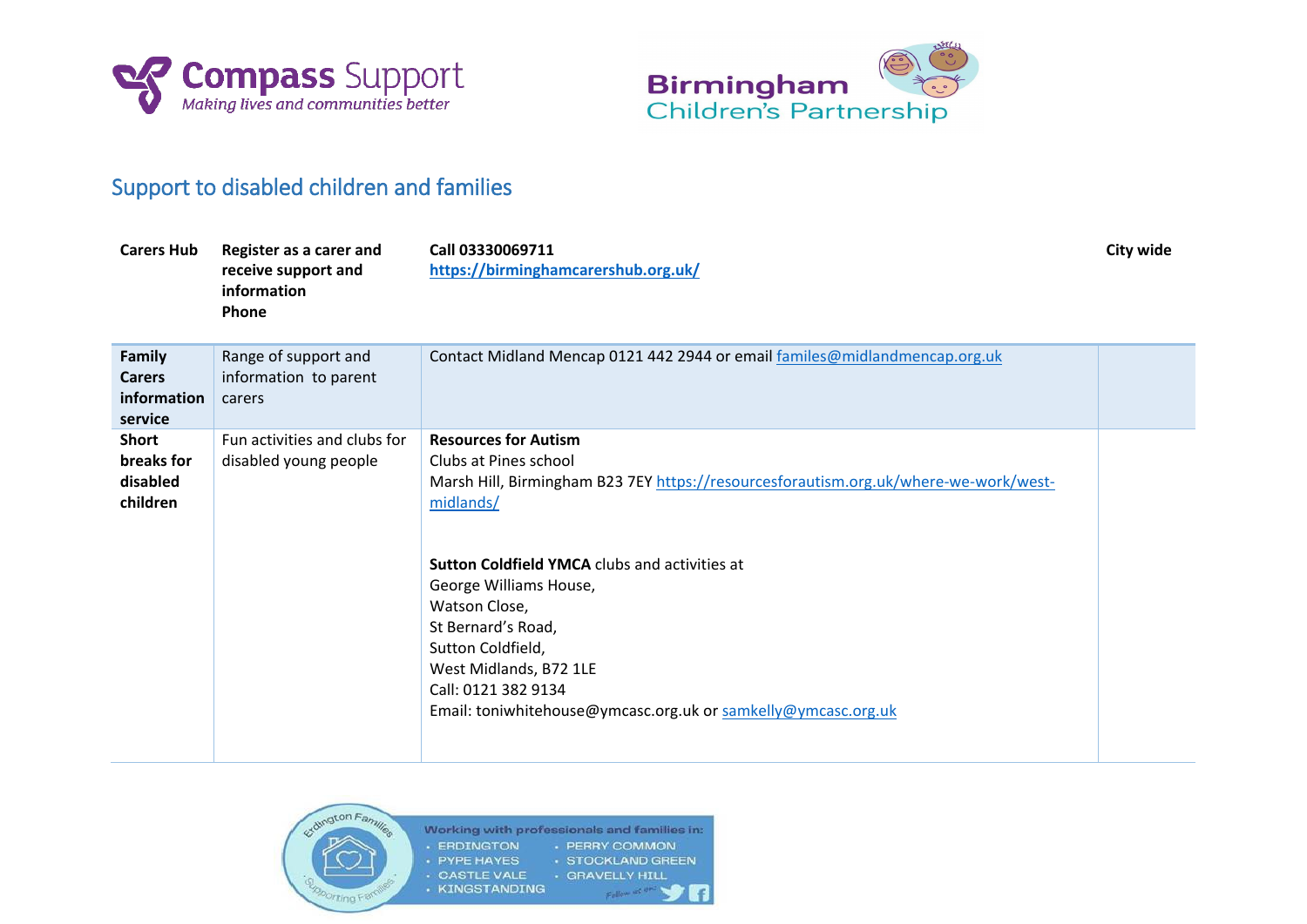Compass Support
Making lives and communities better

Birmingham Children's Partnership

## Support to disabled children and families

| | | | |
|---|---|---|---|
| **Carers Hub** | **Register as a carer and receive support and information Phone** | **Call 03330069711** **https://birminghamcarershub.org.uk/** | **City wide** |
| **Family Carers information service** | Range of support and information to parent carers | Contact Midland Mencap 0121 442 2944 or email familes@midlandmencap.org.uk | |
| **Short breaks for disabled children** | Fun activities and clubs for disabled young people | **Resources for Autism**<br>Clubs at Pines school<br>Marsh Hill, Birmingham B23 7EY https://resourcesforautism.org.uk/where-we-work/west-midlands/<br><br>**Sutton Coldfield YMCA** clubs and activities at<br>George Williams House,<br>Watson Close,<br>St Bernard's Road,<br>Sutton Coldfield,<br>West Midlands, B72 1LE<br>Call: 0121 382 9134<br>Email: toniwhitehouse@ymcasc.org.uk or samkelly@ymcasc.org.uk | |

Erdington Families – Supporting Families

Working with professionals and families in:
- ERDINGTON
- PYPE HAYES
- CASTLE VALE
- KINGSTANDING
- PERRY COMMON
- STOCKLAND GREEN
- GRAVELLY HILL

Follow us on: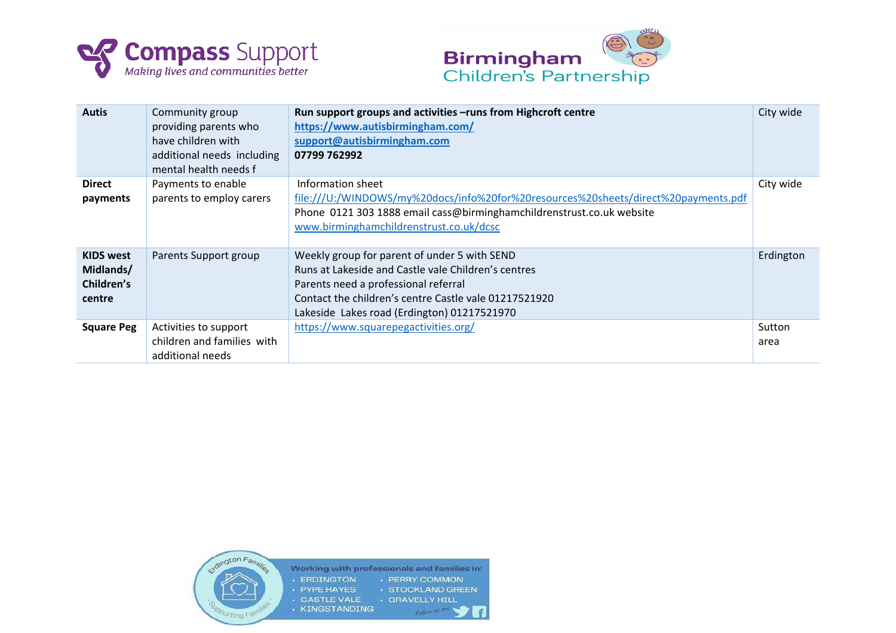| | | | |
|---|---|---|---|
| **Autis** | Community group providing parents who have children with additional needs including mental health needs f | **Run support groups and activities –runs from Highcroft centre** **https://www.autisbirmingham.com/** **support@autisbirmingham.com** **07799 762992** | City wide |
| **Direct payments** | Payments to enable parents to employ carers | Information sheet file:///U:/WINDOWS/my%20docs/info%20for%20resources%20sheets/direct%20payments.pdf Phone 0121 303 1888 email cass@birminghamchildrenstrust.co.uk website www.birminghamchildrenstrust.co.uk/dcsc | City wide |
| **KIDS west Midlands/ Children's centre** | Parents Support group | Weekly group for parent of under 5 with SEND Runs at Lakeside and Castle vale Children's centres Parents need a professional referral Contact the children's centre Castle vale 01217521920 Lakeside Lakes road (Erdington) 01217521970 | Erdington |
| **Square Peg** | Activities to support children and families with additional needs | https://www.squarepegactivities.org/ | Sutton area |